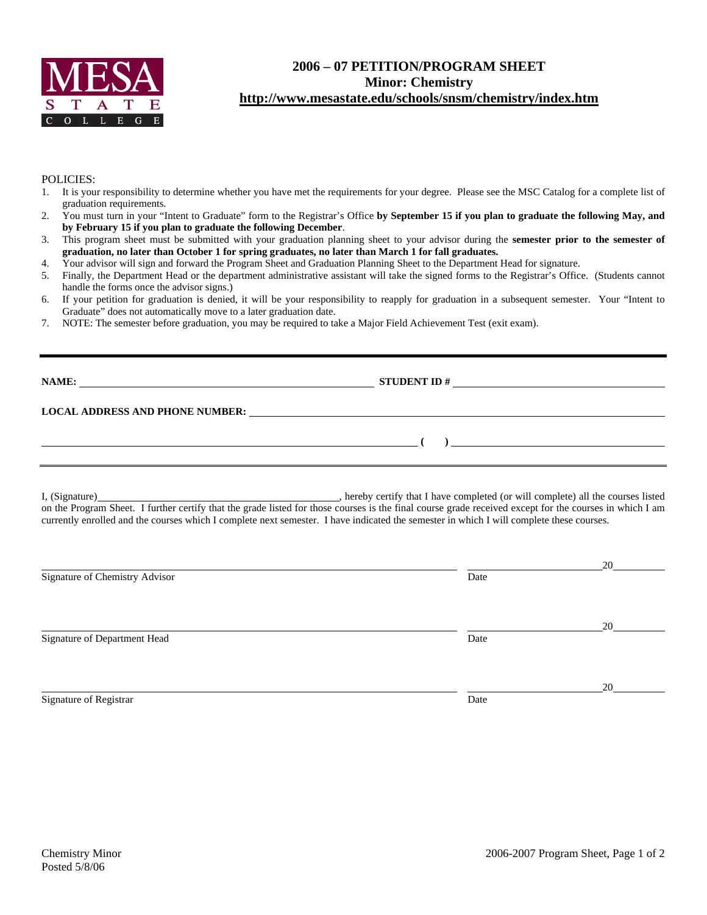# 2006 – 07 PETITION/PROGRAM SHEET
## Minor: Chemistry
## http://www.mesastate.edu/schools/snsm/chemistry/index.htm

POLICIES:

1. It is your responsibility to determine whether you have met the requirements for your degree. Please see the MSC Catalog for a complete list of graduation requirements.
2. You must turn in your "Intent to Graduate" form to the Registrar's Office **by September 15 if you plan to graduate the following May, and by February 15 if you plan to graduate the following December**.
3. This program sheet must be submitted with your graduation planning sheet to your advisor during the **semester prior to the semester of graduation, no later than October 1 for spring graduates, no later than March 1 for fall graduates.**
4. Your advisor will sign and forward the Program Sheet and Graduation Planning Sheet to the Department Head for signature.
5. Finally, the Department Head or the department administrative assistant will take the signed forms to the Registrar's Office. (Students cannot handle the forms once the advisor signs.)
6. If your petition for graduation is denied, it will be your responsibility to reapply for graduation in a subsequent semester. Your "Intent to Graduate" does not automatically move to a later graduation date.
7. NOTE: The semester before graduation, you may be required to take a Major Field Achievement Test (exit exam).

---

**NAME:** ______________________________ **STUDENT ID #** ______________________________

**LOCAL ADDRESS AND PHONE NUMBER:** ______________________________

______________________________ **( )** ______________________________

---

I, (Signature)______________________________, hereby certify that I have completed (or will complete) all the courses listed on the Program Sheet. I further certify that the grade listed for those courses is the final course grade received except for the courses in which I am currently enrolled and the courses which I complete next semester. I have indicated the semester in which I will complete these courses.

______________________________ ______________ 20______
Signature of Chemistry Advisor Date

______________________________ ______________ 20______
Signature of Department Head Date

______________________________ ______________ 20______
Signature of Registrar Date

Chemistry Minor
Posted 5/8/06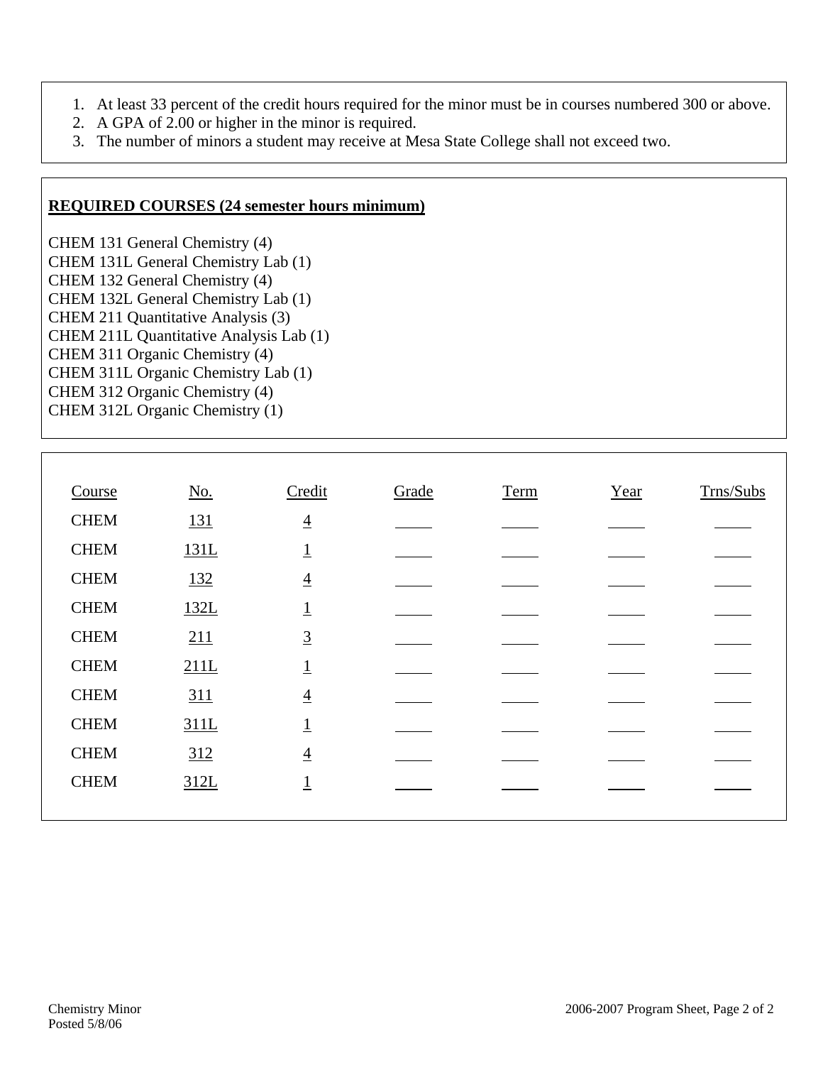1. At least 33 percent of the credit hours required for the minor must be in courses numbered 300 or above.
2. A GPA of 2.00 or higher in the minor is required.
3. The number of minors a student may receive at Mesa State College shall not exceed two.

**REQUIRED COURSES (24 semester hours minimum)**

CHEM 131 General Chemistry (4)
CHEM 131L General Chemistry Lab (1)
CHEM 132 General Chemistry (4)
CHEM 132L General Chemistry Lab (1)
CHEM 211 Quantitative Analysis (3)
CHEM 211L Quantitative Analysis Lab (1)
CHEM 311 Organic Chemistry (4)
CHEM 311L Organic Chemistry Lab (1)
CHEM 312 Organic Chemistry (4)
CHEM 312L Organic Chemistry (1)

| Course | No. | Credit | Grade | Term | Year | Trns/Subs |
|---|---|---|---|---|---|---|
| CHEM | 131 | 4 | | | | |
| CHEM | 131L | 1 | | | | |
| CHEM | 132 | 4 | | | | |
| CHEM | 132L | 1 | | | | |
| CHEM | 211 | 3 | | | | |
| CHEM | 211L | 1 | | | | |
| CHEM | 311 | 4 | | | | |
| CHEM | 311L | 1 | | | | |
| CHEM | 312 | 4 | | | | |
| CHEM | 312L | 1 | | | | |